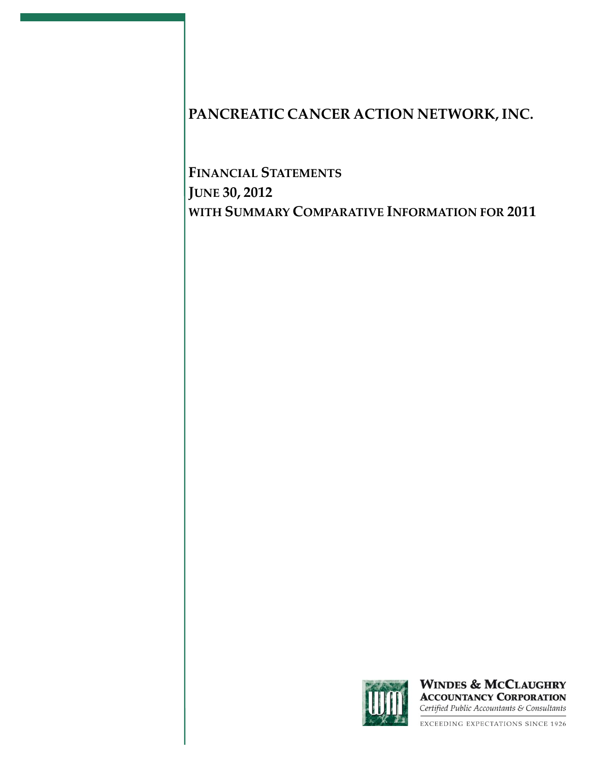# PANCREATIC CANCER ACTION NETWORK, INC.

## FINANCIAL STATEMENTS
## JUNE 30, 2012
## WITH SUMMARY COMPARATIVE INFORMATION FOR 2011

**WINDES & MCCLAUGHRY**
**ACCOUNTANCY CORPORATION**
*Certified Public Accountants & Consultants*

EXCEEDING EXPECTATIONS SINCE 1926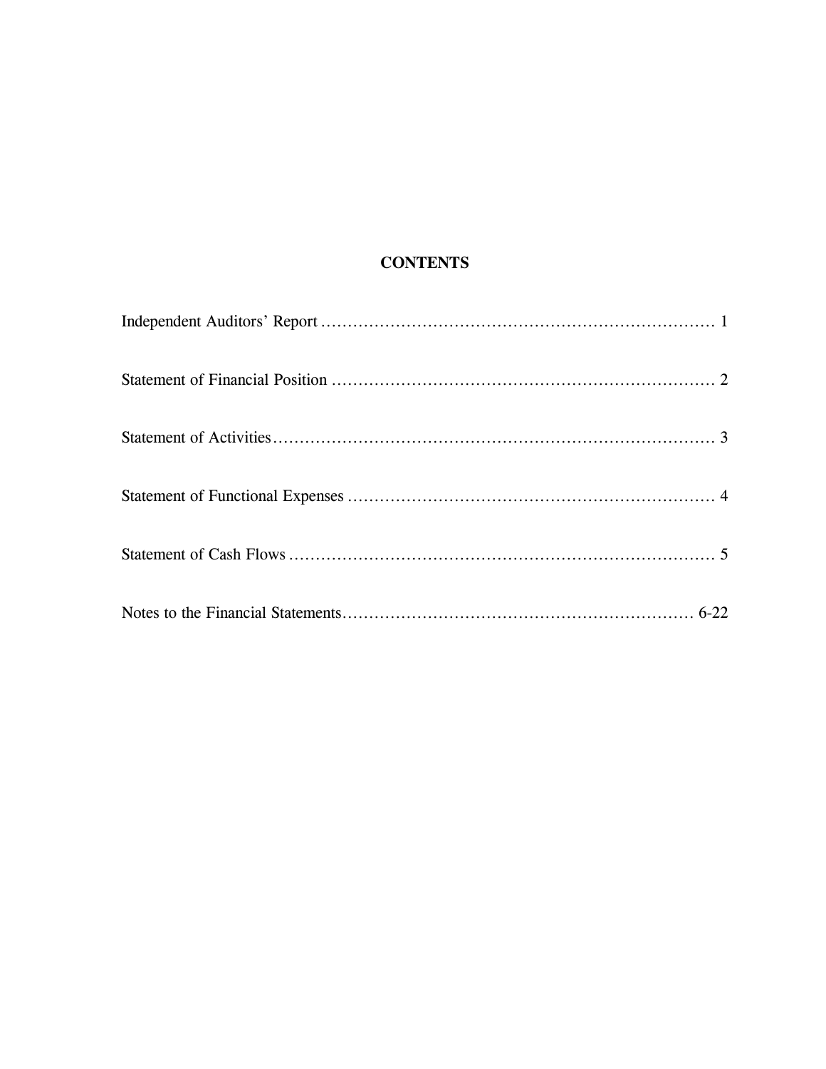# CONTENTS

| | |
|---|---|
| Independent Auditors' Report | 1 |
| Statement of Financial Position | 2 |
| Statement of Activities | 3 |
| Statement of Functional Expenses | 4 |
| Statement of Cash Flows | 5 |
| Notes to the Financial Statements | 6-22 |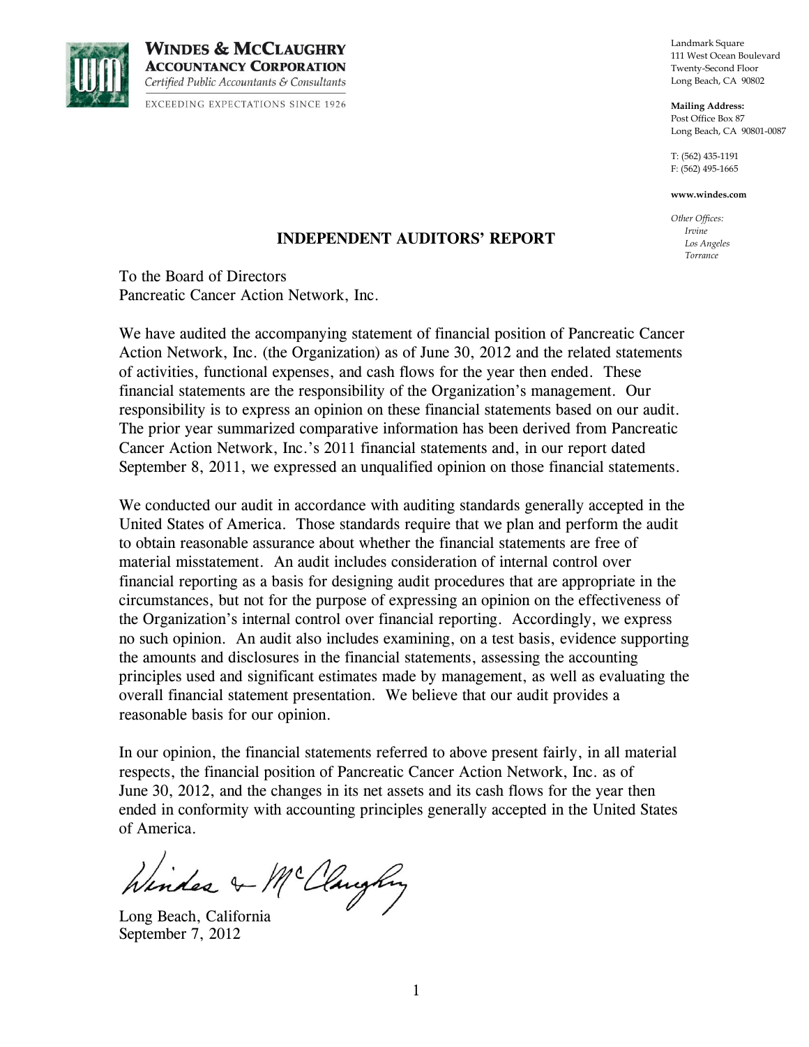**WINDES & MCCLAUGHRY**
**ACCOUNTANCY CORPORATION**
*Certified Public Accountants & Consultants*

EXCEEDING EXPECTATIONS SINCE 1926

Landmark Square
111 West Ocean Boulevard
Twenty-Second Floor
Long Beach, CA 90802

**Mailing Address:**
Post Office Box 87
Long Beach, CA 90801-0087

T: (562) 435-1191
F: (562) 495-1665

**www.windes.com**

*Other Offices:*
*Irvine*
*Los Angeles*
*Torrance*

## INDEPENDENT AUDITORS' REPORT

To the Board of Directors
Pancreatic Cancer Action Network, Inc.

We have audited the accompanying statement of financial position of Pancreatic Cancer Action Network, Inc. (the Organization) as of June 30, 2012 and the related statements of activities, functional expenses, and cash flows for the year then ended. These financial statements are the responsibility of the Organization's management. Our responsibility is to express an opinion on these financial statements based on our audit. The prior year summarized comparative information has been derived from Pancreatic Cancer Action Network, Inc.'s 2011 financial statements and, in our report dated September 8, 2011, we expressed an unqualified opinion on those financial statements.

We conducted our audit in accordance with auditing standards generally accepted in the United States of America. Those standards require that we plan and perform the audit to obtain reasonable assurance about whether the financial statements are free of material misstatement. An audit includes consideration of internal control over financial reporting as a basis for designing audit procedures that are appropriate in the circumstances, but not for the purpose of expressing an opinion on the effectiveness of the Organization's internal control over financial reporting. Accordingly, we express no such opinion. An audit also includes examining, on a test basis, evidence supporting the amounts and disclosures in the financial statements, assessing the accounting principles used and significant estimates made by management, as well as evaluating the overall financial statement presentation. We believe that our audit provides a reasonable basis for our opinion.

In our opinion, the financial statements referred to above present fairly, in all material respects, the financial position of Pancreatic Cancer Action Network, Inc. as of June 30, 2012, and the changes in its net assets and its cash flows for the year then ended in conformity with accounting principles generally accepted in the United States of America.

Windes & McClaughry

Long Beach, California
September 7, 2012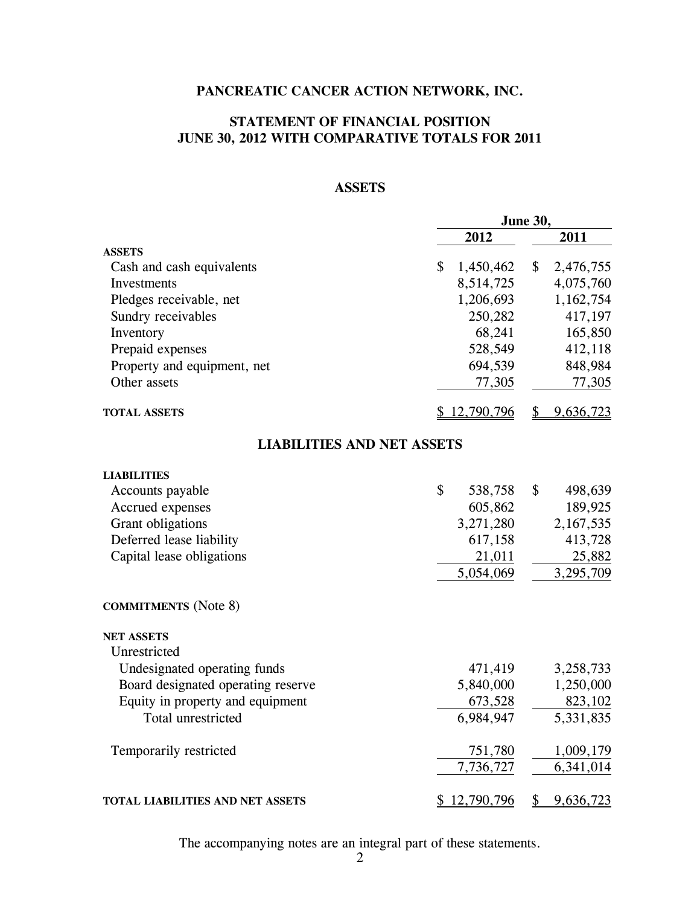# PANCREATIC CANCER ACTION NETWORK, INC.

## STATEMENT OF FINANCIAL POSITION
## JUNE 30, 2012 WITH COMPARATIVE TOTALS FOR 2011

### ASSETS

| | June 30, 2012 | June 30, 2011 |
|---|---|---|
| **ASSETS** | | |
| Cash and cash equivalents | $ 1,450,462 | $ 2,476,755 |
| Investments | 8,514,725 | 4,075,760 |
| Pledges receivable, net | 1,206,693 | 1,162,754 |
| Sundry receivables | 250,282 | 417,197 |
| Inventory | 68,241 | 165,850 |
| Prepaid expenses | 528,549 | 412,118 |
| Property and equipment, net | 694,539 | 848,984 |
| Other assets | 77,305 | 77,305 |
| **TOTAL ASSETS** | $ 12,790,796 | $ 9,636,723 |

### LIABILITIES AND NET ASSETS

| | June 30, 2012 | June 30, 2011 |
|---|---|---|
| **LIABILITIES** | | |
| Accounts payable | $ 538,758 | $ 498,639 |
| Accrued expenses | 605,862 | 189,925 |
| Grant obligations | 3,271,280 | 2,167,535 |
| Deferred lease liability | 617,158 | 413,728 |
| Capital lease obligations | 21,011 | 25,882 |
| | 5,054,069 | 3,295,709 |
| **COMMITMENTS** (Note 8) | | |
| **NET ASSETS** | | |
| Unrestricted | | |
| Undesignated operating funds | 471,419 | 3,258,733 |
| Board designated operating reserve | 5,840,000 | 1,250,000 |
| Equity in property and equipment | 673,528 | 823,102 |
| Total unrestricted | 6,984,947 | 5,331,835 |
| Temporarily restricted | 751,780 | 1,009,179 |
| | 7,736,727 | 6,341,014 |
| **TOTAL LIABILITIES AND NET ASSETS** | $ 12,790,796 | $ 9,636,723 |

The accompanying notes are an integral part of these statements.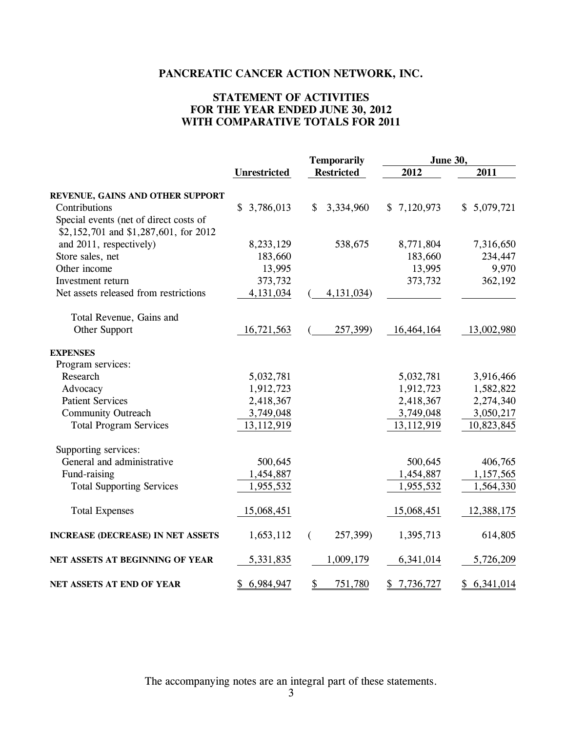# PANCREATIC CANCER ACTION NETWORK, INC.

## STATEMENT OF ACTIVITIES
## FOR THE YEAR ENDED JUNE 30, 2012
## WITH COMPARATIVE TOTALS FOR 2011

| | Unrestricted | Temporarily Restricted | June 30, 2012 | June 30, 2011 |
|---|---|---|---|---|
| **REVENUE, GAINS AND OTHER SUPPORT** | | | | |
| Contributions | $ 3,786,013 | $ 3,334,960 | $ 7,120,973 | $ 5,079,721 |
| Special events (net of direct costs of $2,152,701 and $1,287,601, for 2012 and 2011, respectively) | 8,233,129 | 538,675 | 8,771,804 | 7,316,650 |
| Store sales, net | 183,660 | | 183,660 | 234,447 |
| Other income | 13,995 | | 13,995 | 9,970 |
| Investment return | 373,732 | | 373,732 | 362,192 |
| Net assets released from restrictions | 4,131,034 | ( 4,131,034) | | |
| Total Revenue, Gains and Other Support | 16,721,563 | ( 257,399) | 16,464,164 | 13,002,980 |
| **EXPENSES** | | | | |
| Program services: | | | | |
| Research | 5,032,781 | | 5,032,781 | 3,916,466 |
| Advocacy | 1,912,723 | | 1,912,723 | 1,582,822 |
| Patient Services | 2,418,367 | | 2,418,367 | 2,274,340 |
| Community Outreach | 3,749,048 | | 3,749,048 | 3,050,217 |
| Total Program Services | 13,112,919 | | 13,112,919 | 10,823,845 |
| Supporting services: | | | | |
| General and administrative | 500,645 | | 500,645 | 406,765 |
| Fund-raising | 1,454,887 | | 1,454,887 | 1,157,565 |
| Total Supporting Services | 1,955,532 | | 1,955,532 | 1,564,330 |
| Total Expenses | 15,068,451 | | 15,068,451 | 12,388,175 |
| **INCREASE (DECREASE) IN NET ASSETS** | 1,653,112 | ( 257,399) | 1,395,713 | 614,805 |
| **NET ASSETS AT BEGINNING OF YEAR** | 5,331,835 | 1,009,179 | 6,341,014 | 5,726,209 |
| **NET ASSETS AT END OF YEAR** | $ 6,984,947 | $ 751,780 | $ 7,736,727 | $ 6,341,014 |

The accompanying notes are an integral part of these statements.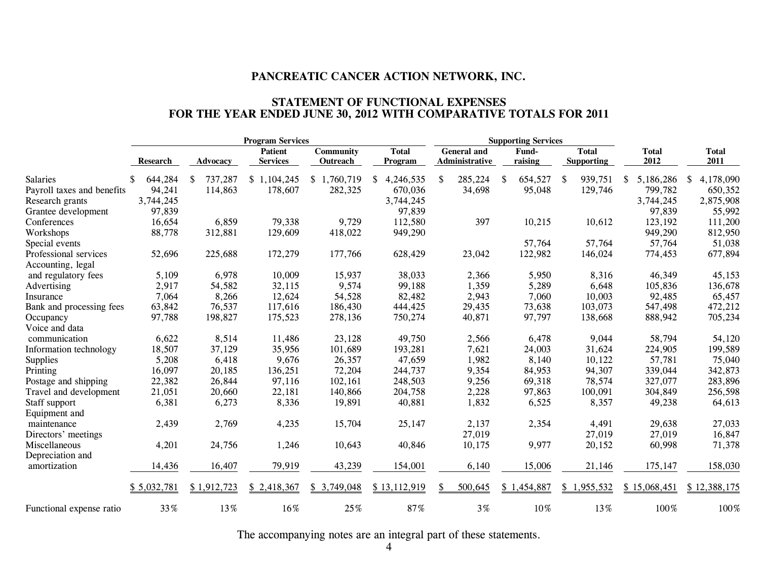# PANCREATIC CANCER ACTION NETWORK, INC.

## STATEMENT OF FUNCTIONAL EXPENSES
## FOR THE YEAR ENDED JUNE 30, 2012 WITH COMPARATIVE TOTALS FOR 2011

| | Program Services | | | | | Supporting Services | | | | |
|---|---|---|---|---|---|---|---|---|---|---|
| | Research | Advocacy | Patient Services | Community Outreach | Total Program | General and Administrative | Fund-raising | Total Supporting | Total 2012 | Total 2011 |
| Salaries | $ 644,284 | $ 737,287 | $ 1,104,245 | $ 1,760,719 | $ 4,246,535 | $ 285,224 | $ 654,527 | $ 939,751 | $ 5,186,286 | $ 4,178,090 |
| Payroll taxes and benefits | 94,241 | 114,863 | 178,607 | 282,325 | 670,036 | 34,698 | 95,048 | 129,746 | 799,782 | 650,352 |
| Research grants | 3,744,245 | | | | 3,744,245 | | | | 3,744,245 | 2,875,908 |
| Grantee development | 97,839 | | | | 97,839 | | | | 97,839 | 55,992 |
| Conferences | 16,654 | 6,859 | 79,338 | 9,729 | 112,580 | 397 | 10,215 | 10,612 | 123,192 | 111,200 |
| Workshops | 88,778 | 312,881 | 129,609 | 418,022 | 949,290 | | | | 949,290 | 812,950 |
| Special events | | | | | | | 57,764 | 57,764 | 57,764 | 51,038 |
| Professional services | 52,696 | 225,688 | 172,279 | 177,766 | 628,429 | 23,042 | 122,982 | 146,024 | 774,453 | 677,894 |
| Accounting, legal and regulatory fees | 5,109 | 6,978 | 10,009 | 15,937 | 38,033 | 2,366 | 5,950 | 8,316 | 46,349 | 45,153 |
| Advertising | 2,917 | 54,582 | 32,115 | 9,574 | 99,188 | 1,359 | 5,289 | 6,648 | 105,836 | 136,678 |
| Insurance | 7,064 | 8,266 | 12,624 | 54,528 | 82,482 | 2,943 | 7,060 | 10,003 | 92,485 | 65,457 |
| Bank and processing fees | 63,842 | 76,537 | 117,616 | 186,430 | 444,425 | 29,435 | 73,638 | 103,073 | 547,498 | 472,212 |
| Occupancy | 97,788 | 198,827 | 175,523 | 278,136 | 750,274 | 40,871 | 97,797 | 138,668 | 888,942 | 705,234 |
| Voice and data communication | 6,622 | 8,514 | 11,486 | 23,128 | 49,750 | 2,566 | 6,478 | 9,044 | 58,794 | 54,120 |
| Information technology | 18,507 | 37,129 | 35,956 | 101,689 | 193,281 | 7,621 | 24,003 | 31,624 | 224,905 | 199,589 |
| Supplies | 5,208 | 6,418 | 9,676 | 26,357 | 47,659 | 1,982 | 8,140 | 10,122 | 57,781 | 75,040 |
| Printing | 16,097 | 20,185 | 136,251 | 72,204 | 244,737 | 9,354 | 84,953 | 94,307 | 339,044 | 342,873 |
| Postage and shipping | 22,382 | 26,844 | 97,116 | 102,161 | 248,503 | 9,256 | 69,318 | 78,574 | 327,077 | 283,896 |
| Travel and development | 21,051 | 20,660 | 22,181 | 140,866 | 204,758 | 2,228 | 97,863 | 100,091 | 304,849 | 256,598 |
| Staff support | 6,381 | 6,273 | 8,336 | 19,891 | 40,881 | 1,832 | 6,525 | 8,357 | 49,238 | 64,613 |
| Equipment and maintenance | 2,439 | 2,769 | 4,235 | 15,704 | 25,147 | 2,137 | 2,354 | 4,491 | 29,638 | 27,033 |
| Directors' meetings | | | | | | 27,019 | | 27,019 | 27,019 | 16,847 |
| Miscellaneous | 4,201 | 24,756 | 1,246 | 10,643 | 40,846 | 10,175 | 9,977 | 20,152 | 60,998 | 71,378 |
| Depreciation and amortization | 14,436 | 16,407 | 79,919 | 43,239 | 154,001 | 6,140 | 15,006 | 21,146 | 175,147 | 158,030 |
| | $ 5,032,781 | $ 1,912,723 | $ 2,418,367 | $ 3,749,048 | $ 13,112,919 | $ 500,645 | $ 1,454,887 | $ 1,955,532 | $ 15,068,451 | $ 12,388,175 |
| Functional expense ratio | 33% | 13% | 16% | 25% | 87% | 3% | 10% | 13% | 100% | 100% |

The accompanying notes are an integral part of these statements.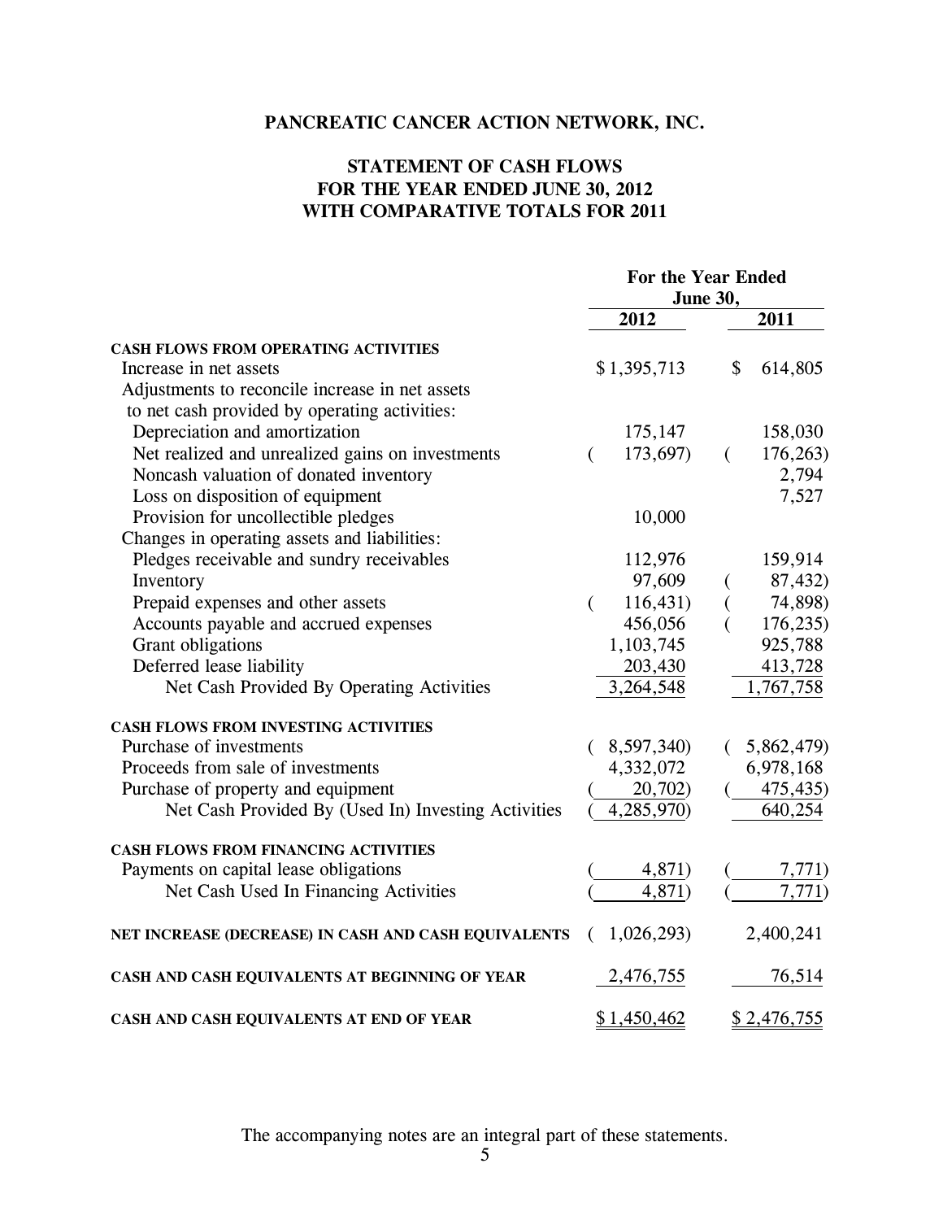**PANCREATIC CANCER ACTION NETWORK, INC.**

**STATEMENT OF CASH FLOWS**
**FOR THE YEAR ENDED JUNE 30, 2012**
**WITH COMPARATIVE TOTALS FOR 2011**

| | For the Year Ended June 30, | |
|---|---|---|
| | **2012** | **2011** |
| **CASH FLOWS FROM OPERATING ACTIVITIES** | | |
| Increase in net assets | $ 1,395,713 | $ 614,805 |
| Adjustments to reconcile increase in net assets to net cash provided by operating activities: | | |
| Depreciation and amortization | 175,147 | 158,030 |
| Net realized and unrealized gains on investments | ( 173,697) | ( 176,263) |
| Noncash valuation of donated inventory | | 2,794 |
| Loss on disposition of equipment | | 7,527 |
| Provision for uncollectible pledges | 10,000 | |
| Changes in operating assets and liabilities: | | |
| Pledges receivable and sundry receivables | 112,976 | 159,914 |
| Inventory | 97,609 | ( 87,432) |
| Prepaid expenses and other assets | ( 116,431) | ( 74,898) |
| Accounts payable and accrued expenses | 456,056 | ( 176,235) |
| Grant obligations | 1,103,745 | 925,788 |
| Deferred lease liability | 203,430 | 413,728 |
| Net Cash Provided By Operating Activities | 3,264,548 | 1,767,758 |
| **CASH FLOWS FROM INVESTING ACTIVITIES** | | |
| Purchase of investments | ( 8,597,340) | ( 5,862,479) |
| Proceeds from sale of investments | 4,332,072 | 6,978,168 |
| Purchase of property and equipment | ( 20,702) | ( 475,435) |
| Net Cash Provided By (Used In) Investing Activities | ( 4,285,970) | 640,254 |
| **CASH FLOWS FROM FINANCING ACTIVITIES** | | |
| Payments on capital lease obligations | ( 4,871) | ( 7,771) |
| Net Cash Used In Financing Activities | ( 4,871) | ( 7,771) |
| **NET INCREASE (DECREASE) IN CASH AND CASH EQUIVALENTS** | ( 1,026,293) | 2,400,241 |
| **CASH AND CASH EQUIVALENTS AT BEGINNING OF YEAR** | 2,476,755 | 76,514 |
| **CASH AND CASH EQUIVALENTS AT END OF YEAR** | $ 1,450,462 | $ 2,476,755 |

The accompanying notes are an integral part of these statements.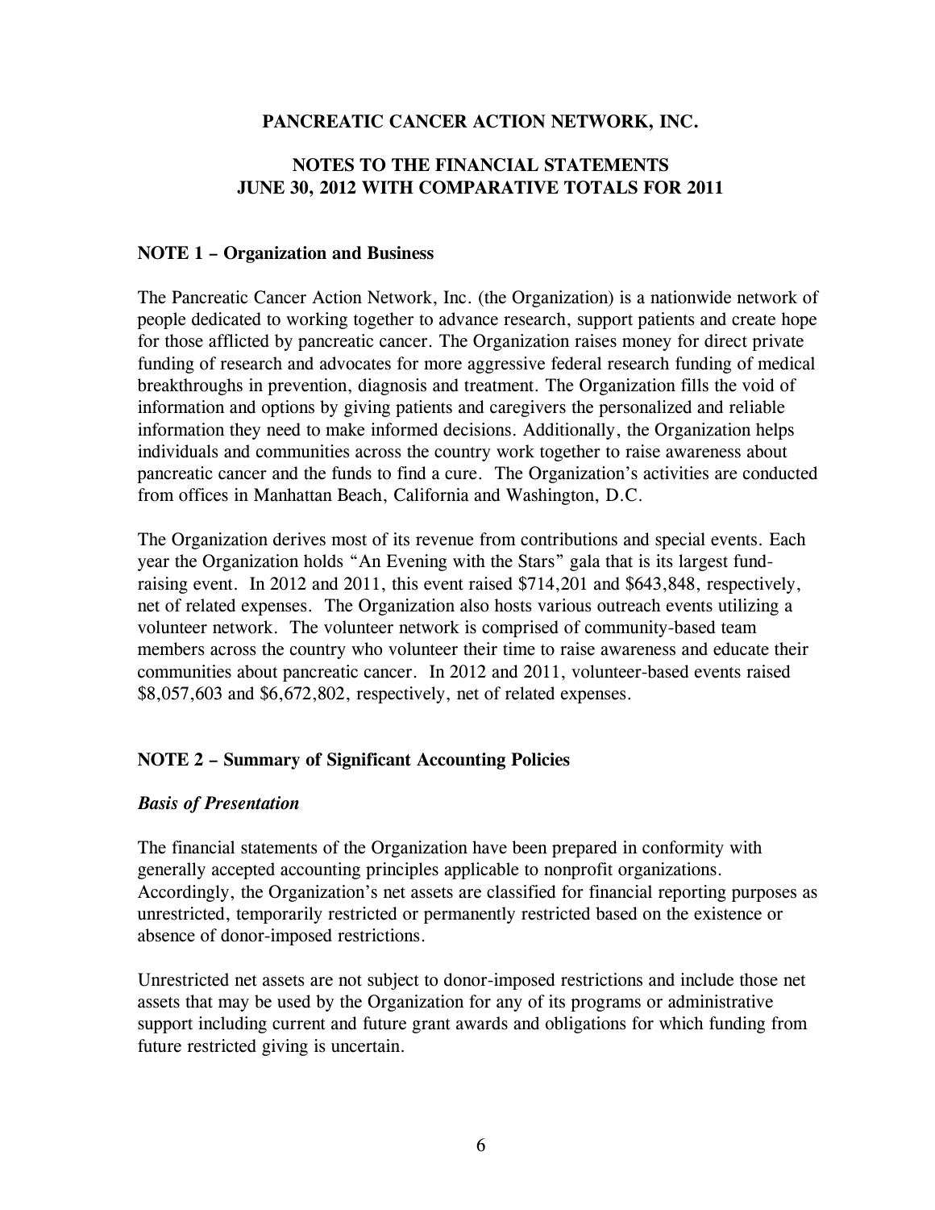**PANCREATIC CANCER ACTION NETWORK, INC.**

**NOTES TO THE FINANCIAL STATEMENTS**
**JUNE 30, 2012 WITH COMPARATIVE TOTALS FOR 2011**

## NOTE 1 – Organization and Business

The Pancreatic Cancer Action Network, Inc. (the Organization) is a nationwide network of people dedicated to working together to advance research, support patients and create hope for those afflicted by pancreatic cancer. The Organization raises money for direct private funding of research and advocates for more aggressive federal research funding of medical breakthroughs in prevention, diagnosis and treatment. The Organization fills the void of information and options by giving patients and caregivers the personalized and reliable information they need to make informed decisions. Additionally, the Organization helps individuals and communities across the country work together to raise awareness about pancreatic cancer and the funds to find a cure. The Organization's activities are conducted from offices in Manhattan Beach, California and Washington, D.C.

The Organization derives most of its revenue from contributions and special events. Each year the Organization holds "An Evening with the Stars" gala that is its largest fund-raising event. In 2012 and 2011, this event raised $714,201 and $643,848, respectively, net of related expenses. The Organization also hosts various outreach events utilizing a volunteer network. The volunteer network is comprised of community-based team members across the country who volunteer their time to raise awareness and educate their communities about pancreatic cancer. In 2012 and 2011, volunteer-based events raised $8,057,603 and $6,672,802, respectively, net of related expenses.

## NOTE 2 – Summary of Significant Accounting Policies

### *Basis of Presentation*

The financial statements of the Organization have been prepared in conformity with generally accepted accounting principles applicable to nonprofit organizations. Accordingly, the Organization's net assets are classified for financial reporting purposes as unrestricted, temporarily restricted or permanently restricted based on the existence or absence of donor-imposed restrictions.

Unrestricted net assets are not subject to donor-imposed restrictions and include those net assets that may be used by the Organization for any of its programs or administrative support including current and future grant awards and obligations for which funding from future restricted giving is uncertain.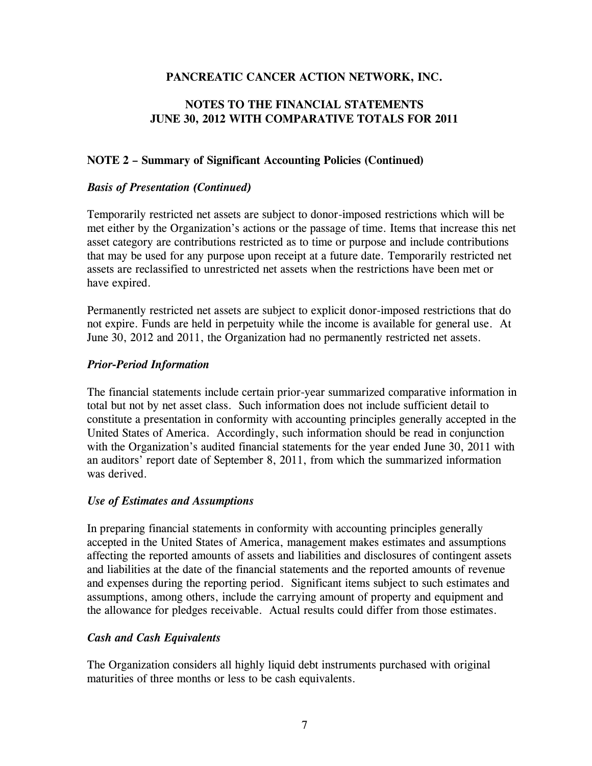**PANCREATIC CANCER ACTION NETWORK, INC.**

**NOTES TO THE FINANCIAL STATEMENTS**
**JUNE 30, 2012 WITH COMPARATIVE TOTALS FOR 2011**

**NOTE 2 – Summary of Significant Accounting Policies (Continued)**

***Basis of Presentation (Continued)***

Temporarily restricted net assets are subject to donor-imposed restrictions which will be met either by the Organization's actions or the passage of time. Items that increase this net asset category are contributions restricted as to time or purpose and include contributions that may be used for any purpose upon receipt at a future date. Temporarily restricted net assets are reclassified to unrestricted net assets when the restrictions have been met or have expired.

Permanently restricted net assets are subject to explicit donor-imposed restrictions that do not expire. Funds are held in perpetuity while the income is available for general use. At June 30, 2012 and 2011, the Organization had no permanently restricted net assets.

***Prior-Period Information***

The financial statements include certain prior-year summarized comparative information in total but not by net asset class. Such information does not include sufficient detail to constitute a presentation in conformity with accounting principles generally accepted in the United States of America. Accordingly, such information should be read in conjunction with the Organization's audited financial statements for the year ended June 30, 2011 with an auditors' report date of September 8, 2011, from which the summarized information was derived.

***Use of Estimates and Assumptions***

In preparing financial statements in conformity with accounting principles generally accepted in the United States of America, management makes estimates and assumptions affecting the reported amounts of assets and liabilities and disclosures of contingent assets and liabilities at the date of the financial statements and the reported amounts of revenue and expenses during the reporting period. Significant items subject to such estimates and assumptions, among others, include the carrying amount of property and equipment and the allowance for pledges receivable. Actual results could differ from those estimates.

***Cash and Cash Equivalents***

The Organization considers all highly liquid debt instruments purchased with original maturities of three months or less to be cash equivalents.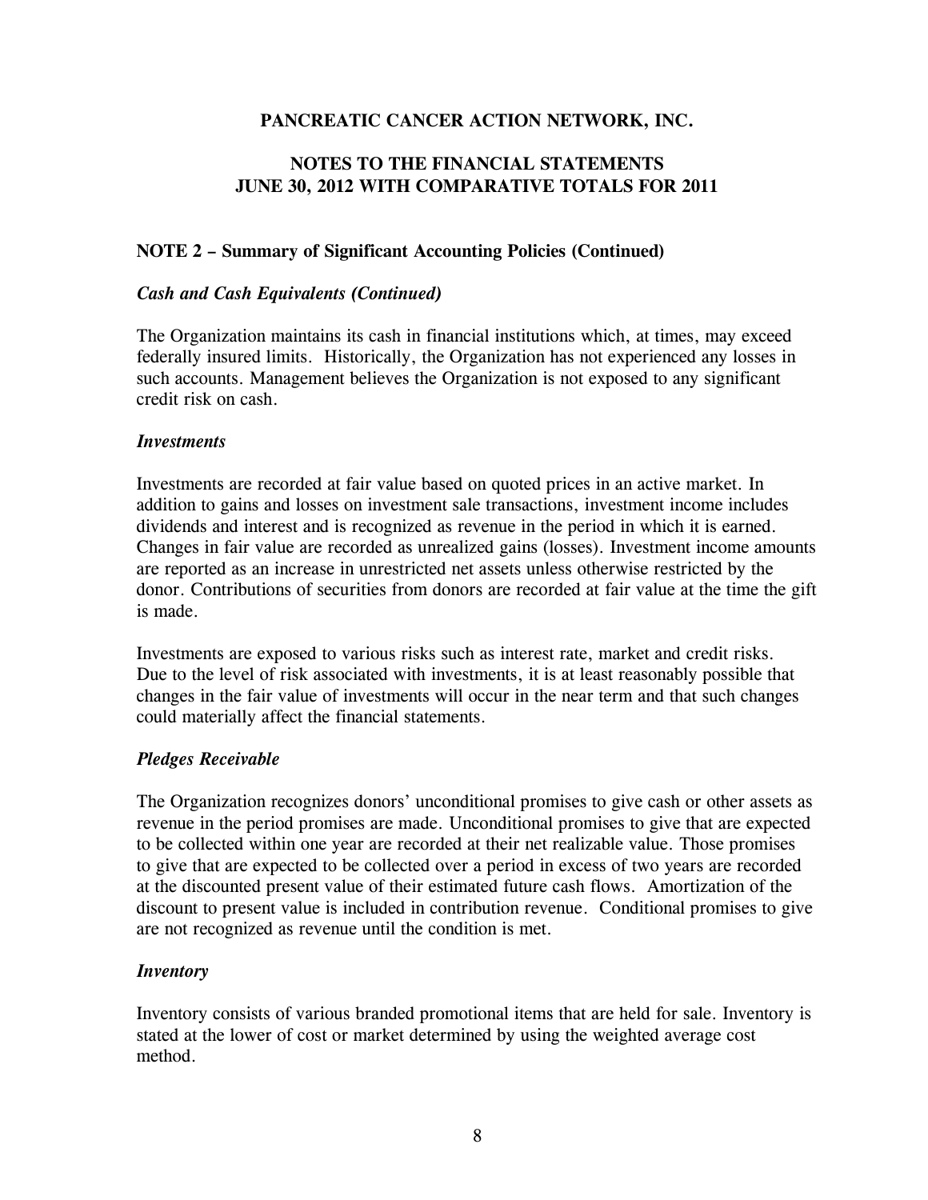**PANCREATIC CANCER ACTION NETWORK, INC.**

**NOTES TO THE FINANCIAL STATEMENTS**
**JUNE 30, 2012 WITH COMPARATIVE TOTALS FOR 2011**

**NOTE 2 – Summary of Significant Accounting Policies (Continued)**

***Cash and Cash Equivalents (Continued)***

The Organization maintains its cash in financial institutions which, at times, may exceed federally insured limits. Historically, the Organization has not experienced any losses in such accounts. Management believes the Organization is not exposed to any significant credit risk on cash.

***Investments***

Investments are recorded at fair value based on quoted prices in an active market. In addition to gains and losses on investment sale transactions, investment income includes dividends and interest and is recognized as revenue in the period in which it is earned. Changes in fair value are recorded as unrealized gains (losses). Investment income amounts are reported as an increase in unrestricted net assets unless otherwise restricted by the donor. Contributions of securities from donors are recorded at fair value at the time the gift is made.

Investments are exposed to various risks such as interest rate, market and credit risks. Due to the level of risk associated with investments, it is at least reasonably possible that changes in the fair value of investments will occur in the near term and that such changes could materially affect the financial statements.

***Pledges Receivable***

The Organization recognizes donors' unconditional promises to give cash or other assets as revenue in the period promises are made. Unconditional promises to give that are expected to be collected within one year are recorded at their net realizable value. Those promises to give that are expected to be collected over a period in excess of two years are recorded at the discounted present value of their estimated future cash flows. Amortization of the discount to present value is included in contribution revenue. Conditional promises to give are not recognized as revenue until the condition is met.

***Inventory***

Inventory consists of various branded promotional items that are held for sale. Inventory is stated at the lower of cost or market determined by using the weighted average cost method.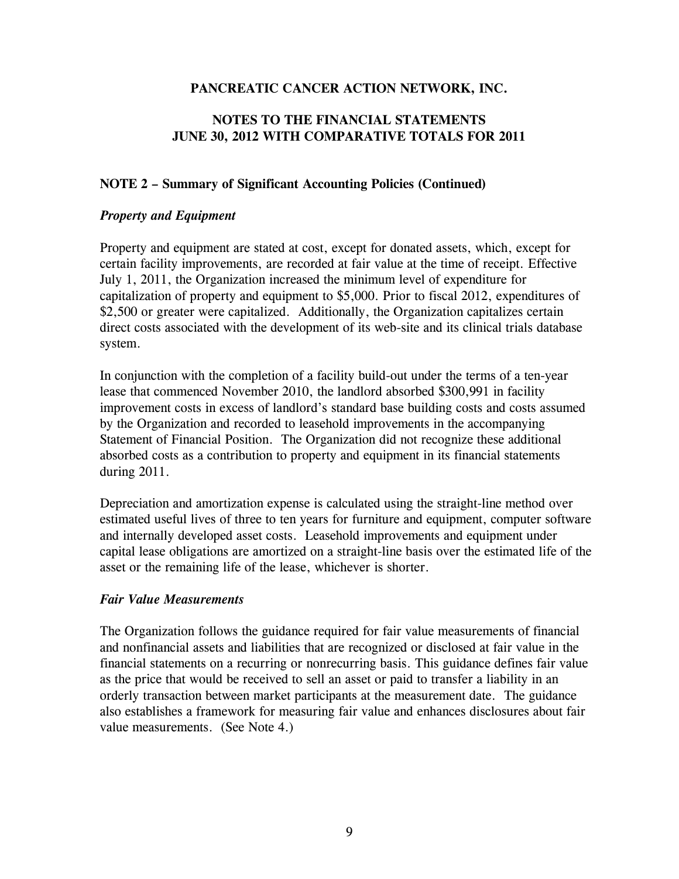**PANCREATIC CANCER ACTION NETWORK, INC.**

**NOTES TO THE FINANCIAL STATEMENTS**
**JUNE 30, 2012 WITH COMPARATIVE TOTALS FOR 2011**

**NOTE 2 – Summary of Significant Accounting Policies (Continued)**

***Property and Equipment***

Property and equipment are stated at cost, except for donated assets, which, except for certain facility improvements, are recorded at fair value at the time of receipt. Effective July 1, 2011, the Organization increased the minimum level of expenditure for capitalization of property and equipment to $5,000. Prior to fiscal 2012, expenditures of $2,500 or greater were capitalized. Additionally, the Organization capitalizes certain direct costs associated with the development of its web-site and its clinical trials database system.

In conjunction with the completion of a facility build-out under the terms of a ten-year lease that commenced November 2010, the landlord absorbed $300,991 in facility improvement costs in excess of landlord's standard base building costs and costs assumed by the Organization and recorded to leasehold improvements in the accompanying Statement of Financial Position. The Organization did not recognize these additional absorbed costs as a contribution to property and equipment in its financial statements during 2011.

Depreciation and amortization expense is calculated using the straight-line method over estimated useful lives of three to ten years for furniture and equipment, computer software and internally developed asset costs. Leasehold improvements and equipment under capital lease obligations are amortized on a straight-line basis over the estimated life of the asset or the remaining life of the lease, whichever is shorter.

***Fair Value Measurements***

The Organization follows the guidance required for fair value measurements of financial and nonfinancial assets and liabilities that are recognized or disclosed at fair value in the financial statements on a recurring or nonrecurring basis. This guidance defines fair value as the price that would be received to sell an asset or paid to transfer a liability in an orderly transaction between market participants at the measurement date. The guidance also establishes a framework for measuring fair value and enhances disclosures about fair value measurements. (See Note 4.)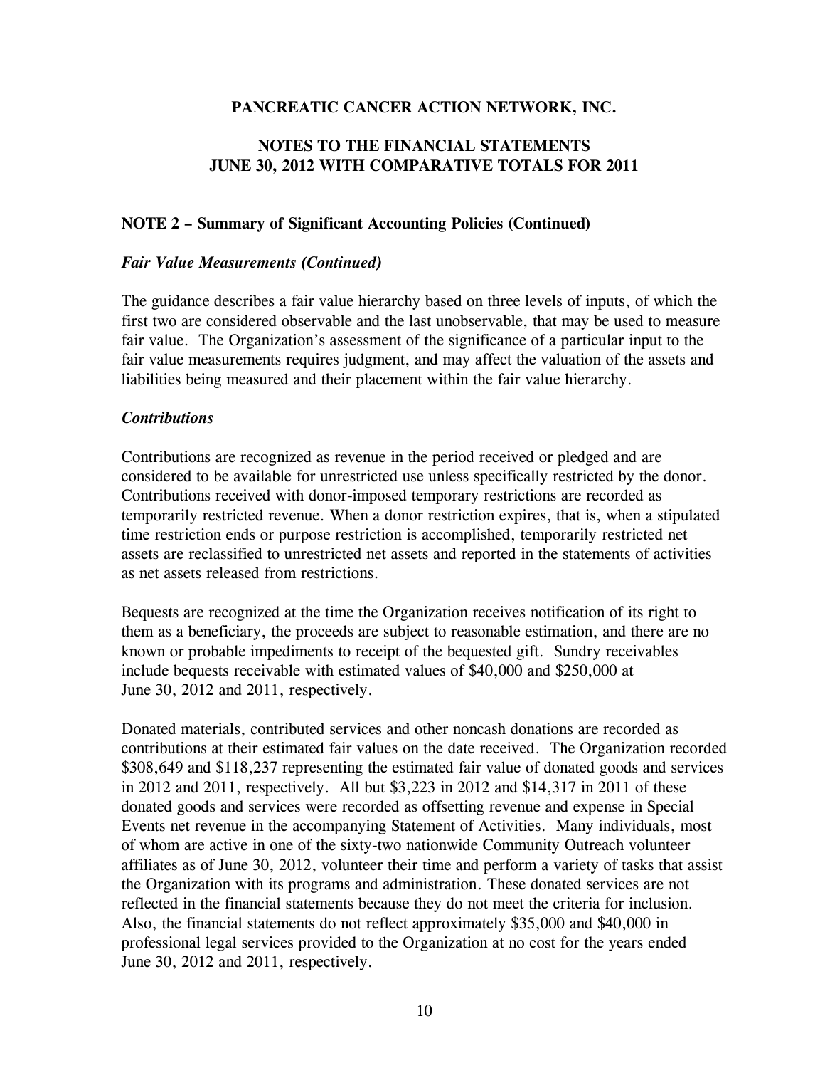# PANCREATIC CANCER ACTION NETWORK, INC.

## NOTES TO THE FINANCIAL STATEMENTS
## JUNE 30, 2012 WITH COMPARATIVE TOTALS FOR 2011

### NOTE 2 – Summary of Significant Accounting Policies (Continued)

***Fair Value Measurements (Continued)***

The guidance describes a fair value hierarchy based on three levels of inputs, of which the first two are considered observable and the last unobservable, that may be used to measure fair value. The Organization's assessment of the significance of a particular input to the fair value measurements requires judgment, and may affect the valuation of the assets and liabilities being measured and their placement within the fair value hierarchy.

***Contributions***

Contributions are recognized as revenue in the period received or pledged and are considered to be available for unrestricted use unless specifically restricted by the donor. Contributions received with donor-imposed temporary restrictions are recorded as temporarily restricted revenue. When a donor restriction expires, that is, when a stipulated time restriction ends or purpose restriction is accomplished, temporarily restricted net assets are reclassified to unrestricted net assets and reported in the statements of activities as net assets released from restrictions.

Bequests are recognized at the time the Organization receives notification of its right to them as a beneficiary, the proceeds are subject to reasonable estimation, and there are no known or probable impediments to receipt of the bequested gift. Sundry receivables include bequests receivable with estimated values of $40,000 and $250,000 at June 30, 2012 and 2011, respectively.

Donated materials, contributed services and other noncash donations are recorded as contributions at their estimated fair values on the date received. The Organization recorded $308,649 and $118,237 representing the estimated fair value of donated goods and services in 2012 and 2011, respectively. All but $3,223 in 2012 and $14,317 in 2011 of these donated goods and services were recorded as offsetting revenue and expense in Special Events net revenue in the accompanying Statement of Activities. Many individuals, most of whom are active in one of the sixty-two nationwide Community Outreach volunteer affiliates as of June 30, 2012, volunteer their time and perform a variety of tasks that assist the Organization with its programs and administration. These donated services are not reflected in the financial statements because they do not meet the criteria for inclusion. Also, the financial statements do not reflect approximately $35,000 and $40,000 in professional legal services provided to the Organization at no cost for the years ended June 30, 2012 and 2011, respectively.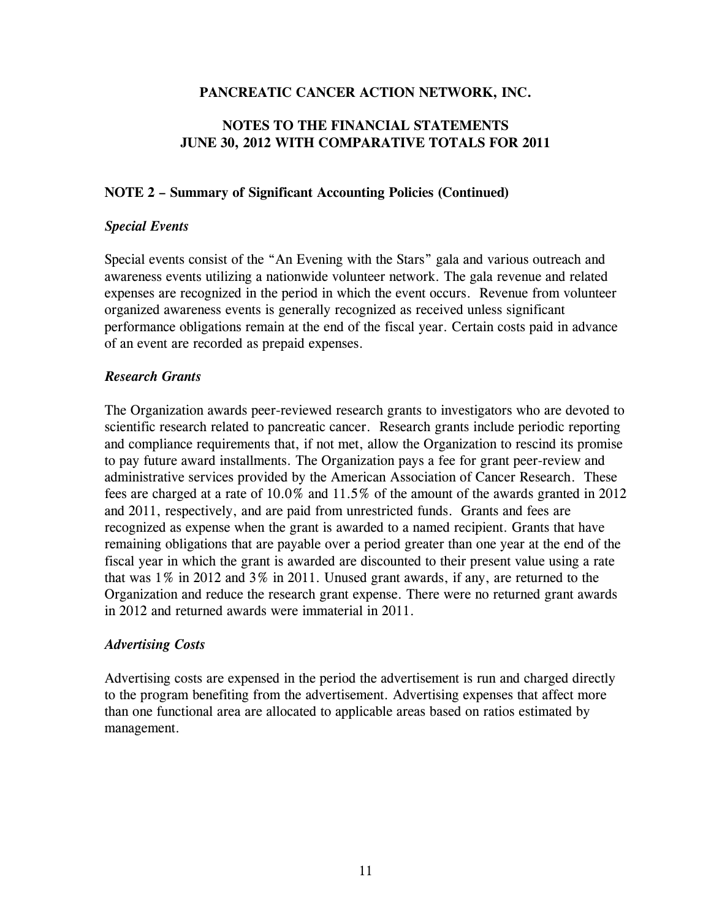**PANCREATIC CANCER ACTION NETWORK, INC.**

**NOTES TO THE FINANCIAL STATEMENTS**
**JUNE 30, 2012 WITH COMPARATIVE TOTALS FOR 2011**

**NOTE 2 – Summary of Significant Accounting Policies (Continued)**

***Special Events***

Special events consist of the "An Evening with the Stars" gala and various outreach and awareness events utilizing a nationwide volunteer network. The gala revenue and related expenses are recognized in the period in which the event occurs. Revenue from volunteer organized awareness events is generally recognized as received unless significant performance obligations remain at the end of the fiscal year. Certain costs paid in advance of an event are recorded as prepaid expenses.

***Research Grants***

The Organization awards peer-reviewed research grants to investigators who are devoted to scientific research related to pancreatic cancer. Research grants include periodic reporting and compliance requirements that, if not met, allow the Organization to rescind its promise to pay future award installments. The Organization pays a fee for grant peer-review and administrative services provided by the American Association of Cancer Research. These fees are charged at a rate of 10.0% and 11.5% of the amount of the awards granted in 2012 and 2011, respectively, and are paid from unrestricted funds. Grants and fees are recognized as expense when the grant is awarded to a named recipient. Grants that have remaining obligations that are payable over a period greater than one year at the end of the fiscal year in which the grant is awarded are discounted to their present value using a rate that was 1% in 2012 and 3% in 2011. Unused grant awards, if any, are returned to the Organization and reduce the research grant expense. There were no returned grant awards in 2012 and returned awards were immaterial in 2011.

***Advertising Costs***

Advertising costs are expensed in the period the advertisement is run and charged directly to the program benefiting from the advertisement. Advertising expenses that affect more than one functional area are allocated to applicable areas based on ratios estimated by management.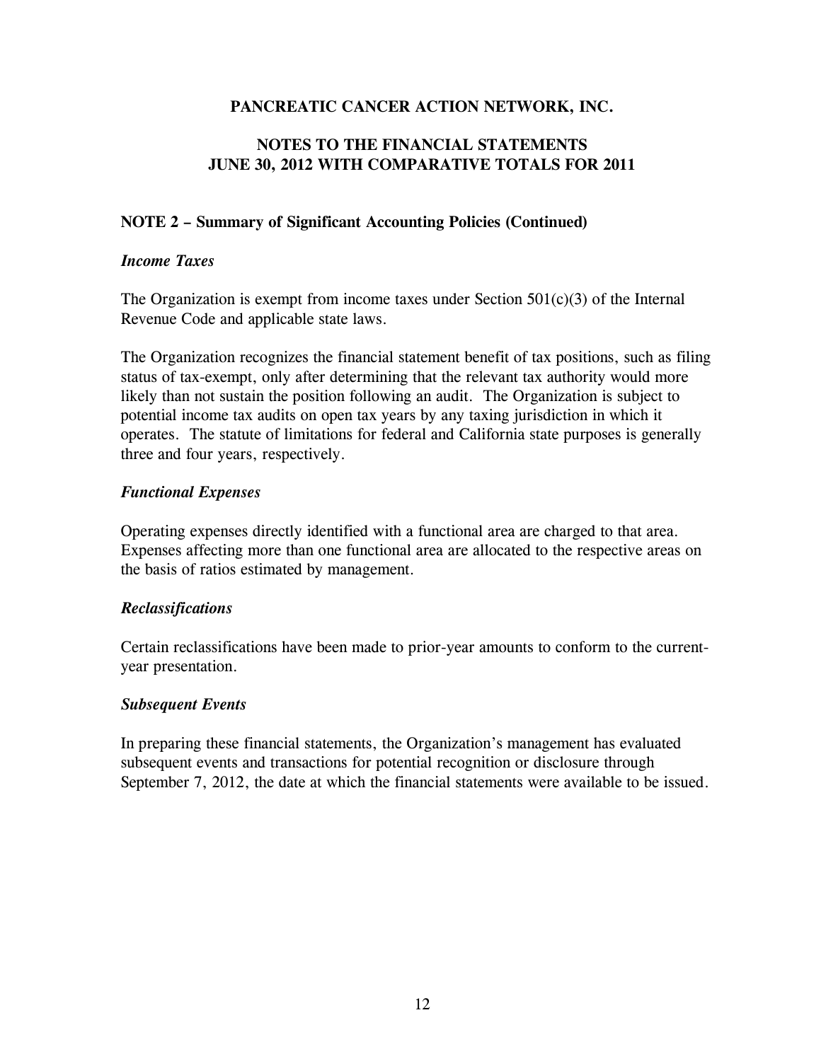**PANCREATIC CANCER ACTION NETWORK, INC.**

**NOTES TO THE FINANCIAL STATEMENTS**
**JUNE 30, 2012 WITH COMPARATIVE TOTALS FOR 2011**

**NOTE 2 – Summary of Significant Accounting Policies (Continued)**

***Income Taxes***

The Organization is exempt from income taxes under Section 501(c)(3) of the Internal Revenue Code and applicable state laws.

The Organization recognizes the financial statement benefit of tax positions, such as filing status of tax-exempt, only after determining that the relevant tax authority would more likely than not sustain the position following an audit. The Organization is subject to potential income tax audits on open tax years by any taxing jurisdiction in which it operates. The statute of limitations for federal and California state purposes is generally three and four years, respectively.

***Functional Expenses***

Operating expenses directly identified with a functional area are charged to that area. Expenses affecting more than one functional area are allocated to the respective areas on the basis of ratios estimated by management.

***Reclassifications***

Certain reclassifications have been made to prior-year amounts to conform to the current-year presentation.

***Subsequent Events***

In preparing these financial statements, the Organization's management has evaluated subsequent events and transactions for potential recognition or disclosure through September 7, 2012, the date at which the financial statements were available to be issued.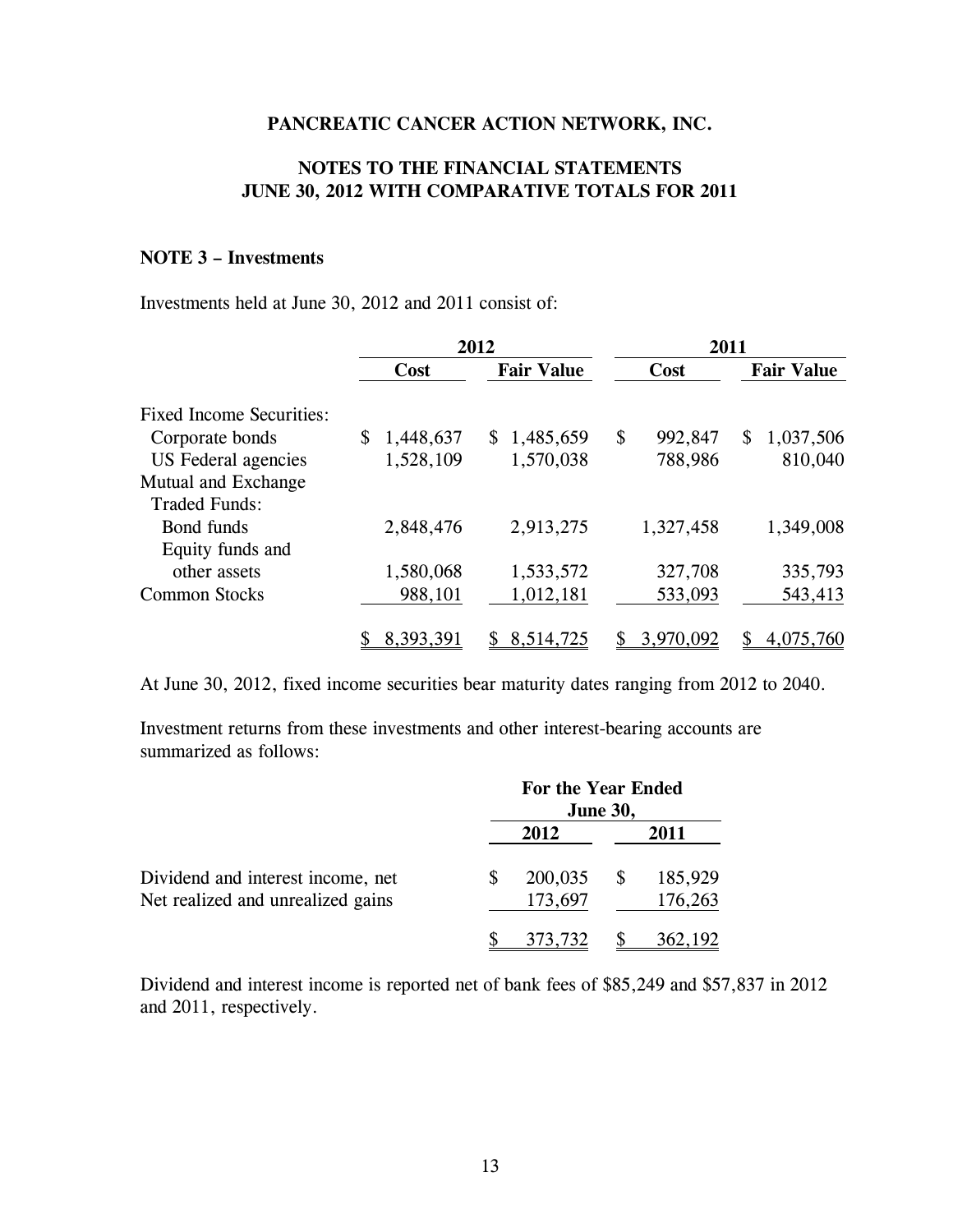**PANCREATIC CANCER ACTION NETWORK, INC.**

**NOTES TO THE FINANCIAL STATEMENTS**
**JUNE 30, 2012 WITH COMPARATIVE TOTALS FOR 2011**

**NOTE 3 – Investments**

Investments held at June 30, 2012 and 2011 consist of:

| | 2012 | | 2011 | |
|---|---|---|---|---|
| | Cost | Fair Value | Cost | Fair Value |
| Fixed Income Securities: | | | | |
| Corporate bonds | $ 1,448,637 | $ 1,485,659 | $ 992,847 | $ 1,037,506 |
| US Federal agencies | 1,528,109 | 1,570,038 | 788,986 | 810,040 |
| Mutual and Exchange Traded Funds: | | | | |
| Bond funds | 2,848,476 | 2,913,275 | 1,327,458 | 1,349,008 |
| Equity funds and other assets | 1,580,068 | 1,533,572 | 327,708 | 335,793 |
| Common Stocks | 988,101 | 1,012,181 | 533,093 | 543,413 |
| | $ 8,393,391 | $ 8,514,725 | $ 3,970,092 | $ 4,075,760 |

At June 30, 2012, fixed income securities bear maturity dates ranging from 2012 to 2040.

Investment returns from these investments and other interest-bearing accounts are summarized as follows:

| | For the Year Ended June 30, | |
|---|---|---|
| | 2012 | 2011 |
| Dividend and interest income, net | $ 200,035 | $ 185,929 |
| Net realized and unrealized gains | 173,697 | 176,263 |
| | $ 373,732 | $ 362,192 |

Dividend and interest income is reported net of bank fees of $85,249 and $57,837 in 2012 and 2011, respectively.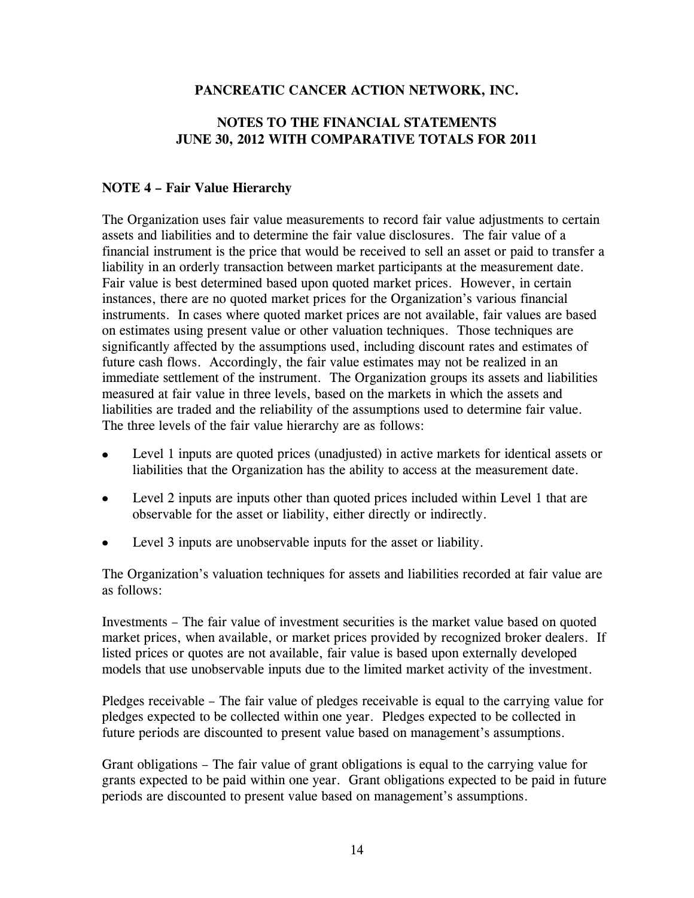**PANCREATIC CANCER ACTION NETWORK, INC.**

**NOTES TO THE FINANCIAL STATEMENTS**
**JUNE 30, 2012 WITH COMPARATIVE TOTALS FOR 2011**

**NOTE 4 – Fair Value Hierarchy**

The Organization uses fair value measurements to record fair value adjustments to certain assets and liabilities and to determine the fair value disclosures. The fair value of a financial instrument is the price that would be received to sell an asset or paid to transfer a liability in an orderly transaction between market participants at the measurement date. Fair value is best determined based upon quoted market prices. However, in certain instances, there are no quoted market prices for the Organization's various financial instruments. In cases where quoted market prices are not available, fair values are based on estimates using present value or other valuation techniques. Those techniques are significantly affected by the assumptions used, including discount rates and estimates of future cash flows. Accordingly, the fair value estimates may not be realized in an immediate settlement of the instrument. The Organization groups its assets and liabilities measured at fair value in three levels, based on the markets in which the assets and liabilities are traded and the reliability of the assumptions used to determine fair value. The three levels of the fair value hierarchy are as follows:

- Level 1 inputs are quoted prices (unadjusted) in active markets for identical assets or liabilities that the Organization has the ability to access at the measurement date.
- Level 2 inputs are inputs other than quoted prices included within Level 1 that are observable for the asset or liability, either directly or indirectly.
- Level 3 inputs are unobservable inputs for the asset or liability.

The Organization's valuation techniques for assets and liabilities recorded at fair value are as follows:

Investments – The fair value of investment securities is the market value based on quoted market prices, when available, or market prices provided by recognized broker dealers. If listed prices or quotes are not available, fair value is based upon externally developed models that use unobservable inputs due to the limited market activity of the investment.

Pledges receivable – The fair value of pledges receivable is equal to the carrying value for pledges expected to be collected within one year. Pledges expected to be collected in future periods are discounted to present value based on management's assumptions.

Grant obligations – The fair value of grant obligations is equal to the carrying value for grants expected to be paid within one year. Grant obligations expected to be paid in future periods are discounted to present value based on management's assumptions.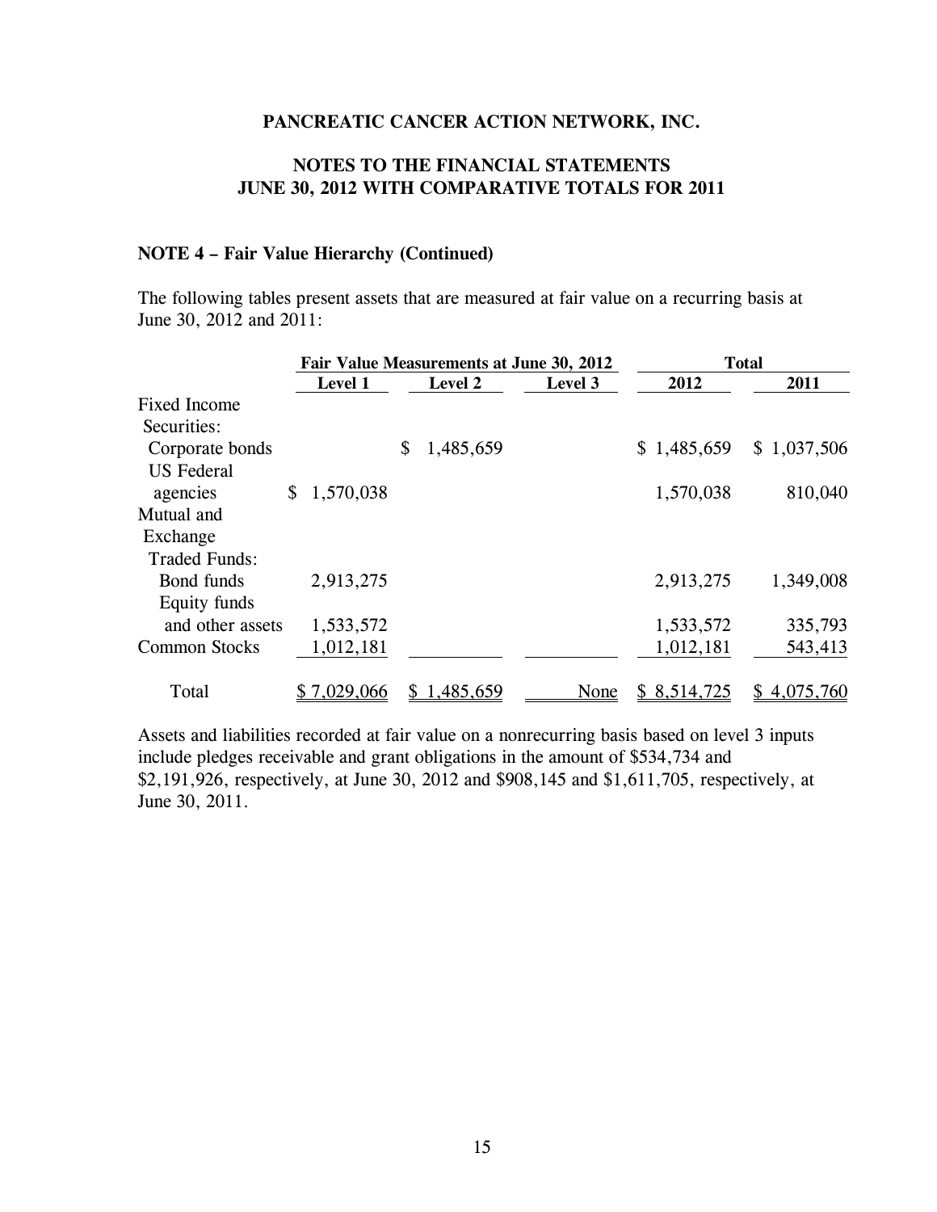PANCREATIC CANCER ACTION NETWORK, INC.

NOTES TO THE FINANCIAL STATEMENTS
JUNE 30, 2012 WITH COMPARATIVE TOTALS FOR 2011

### NOTE 4 – Fair Value Hierarchy (Continued)

The following tables present assets that are measured at fair value on a recurring basis at June 30, 2012 and 2011:

| | Fair Value Measurements at June 30, 2012 | | | Total | |
|---|---|---|---|---|---|
| | Level 1 | Level 2 | Level 3 | 2012 | 2011 |
| Fixed Income Securities: | | | | | |
| Corporate bonds | | $ 1,485,659 | | $ 1,485,659 | $ 1,037,506 |
| US Federal agencies | $ 1,570,038 | | | 1,570,038 | 810,040 |
| Mutual and Exchange Traded Funds: | | | | | |
| Bond funds | 2,913,275 | | | 2,913,275 | 1,349,008 |
| Equity funds and other assets | 1,533,572 | | | 1,533,572 | 335,793 |
| Common Stocks | 1,012,181 | | | 1,012,181 | 543,413 |
| Total | $ 7,029,066 | $ 1,485,659 | None | $ 8,514,725 | $ 4,075,760 |

Assets and liabilities recorded at fair value on a nonrecurring basis based on level 3 inputs include pledges receivable and grant obligations in the amount of $534,734 and $2,191,926, respectively, at June 30, 2012 and $908,145 and $1,611,705, respectively, at June 30, 2011.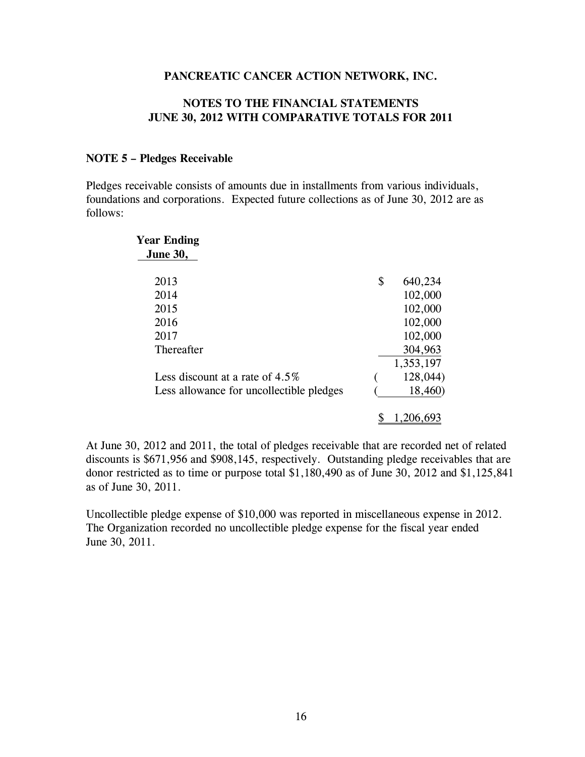**PANCREATIC CANCER ACTION NETWORK, INC.**

**NOTES TO THE FINANCIAL STATEMENTS**
**JUNE 30, 2012 WITH COMPARATIVE TOTALS FOR 2011**

**NOTE 5 – Pledges Receivable**

Pledges receivable consists of amounts due in installments from various individuals, foundations and corporations. Expected future collections as of June 30, 2012 are as follows:

| Year Ending June 30, | |
|---|---|
| 2013 | $ 640,234 |
| 2014 | 102,000 |
| 2015 | 102,000 |
| 2016 | 102,000 |
| 2017 | 102,000 |
| Thereafter | 304,963 |
| | 1,353,197 |
| Less discount at a rate of 4.5% | ( 128,044) |
| Less allowance for uncollectible pledges | ( 18,460) |
| | $ 1,206,693 |

At June 30, 2012 and 2011, the total of pledges receivable that are recorded net of related discounts is $671,956 and $908,145, respectively. Outstanding pledge receivables that are donor restricted as to time or purpose total $1,180,490 as of June 30, 2012 and $1,125,841 as of June 30, 2011.

Uncollectible pledge expense of $10,000 was reported in miscellaneous expense in 2012. The Organization recorded no uncollectible pledge expense for the fiscal year ended June 30, 2011.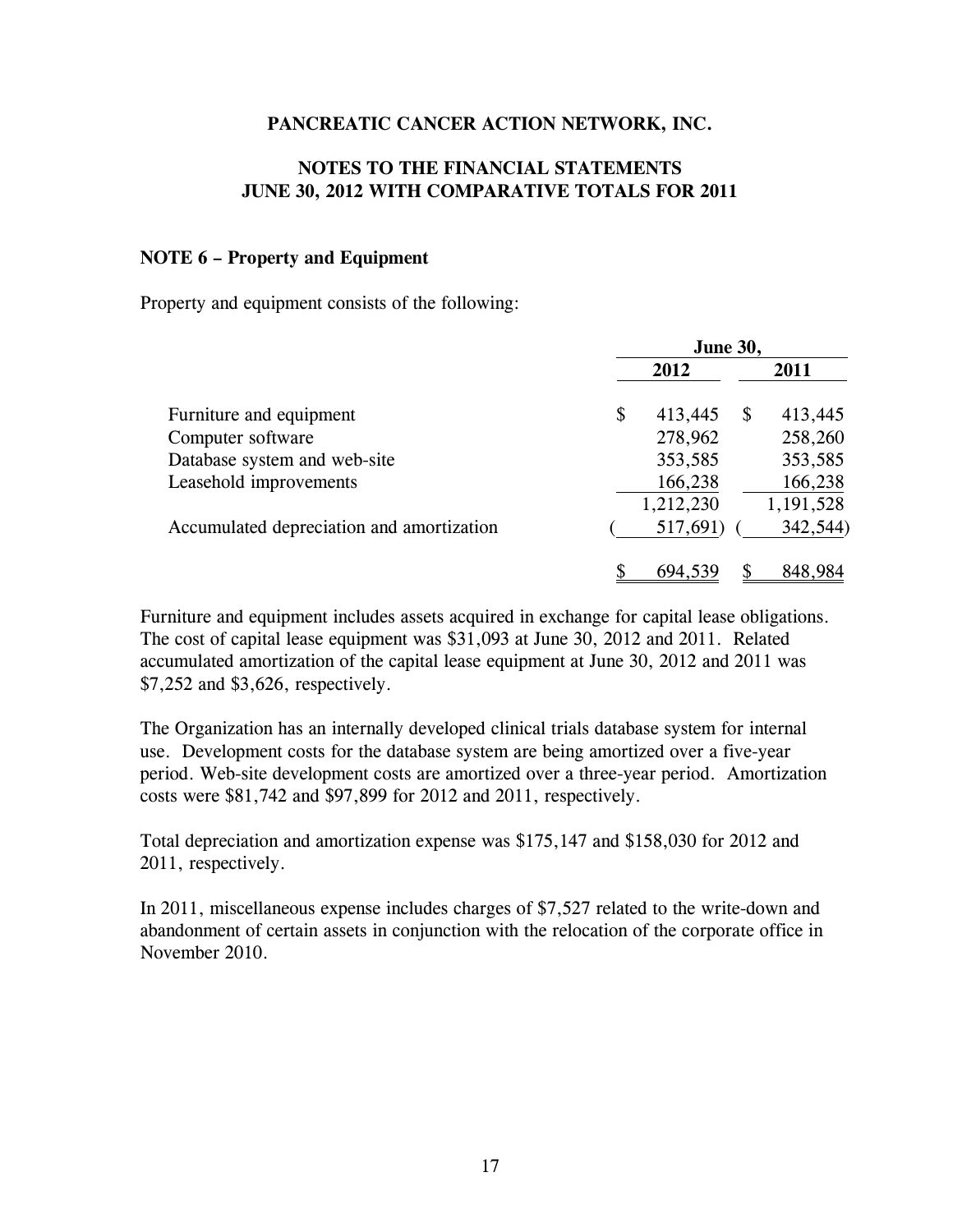**PANCREATIC CANCER ACTION NETWORK, INC.**

**NOTES TO THE FINANCIAL STATEMENTS**
**JUNE 30, 2012 WITH COMPARATIVE TOTALS FOR 2011**

**NOTE 6 – Property and Equipment**

Property and equipment consists of the following:

| | June 30, | |
|---|---|---|
| | **2012** | **2011** |
| Furniture and equipment | $ 413,445 | $ 413,445 |
| Computer software | 278,962 | 258,260 |
| Database system and web-site | 353,585 | 353,585 |
| Leasehold improvements | 166,238 | 166,238 |
| | 1,212,230 | 1,191,528 |
| Accumulated depreciation and amortization | ( 517,691) | ( 342,544) |
| | $ 694,539 | $ 848,984 |

Furniture and equipment includes assets acquired in exchange for capital lease obligations. The cost of capital lease equipment was $31,093 at June 30, 2012 and 2011. Related accumulated amortization of the capital lease equipment at June 30, 2012 and 2011 was $7,252 and $3,626, respectively.

The Organization has an internally developed clinical trials database system for internal use. Development costs for the database system are being amortized over a five-year period. Web-site development costs are amortized over a three-year period. Amortization costs were $81,742 and $97,899 for 2012 and 2011, respectively.

Total depreciation and amortization expense was $175,147 and $158,030 for 2012 and 2011, respectively.

In 2011, miscellaneous expense includes charges of $7,527 related to the write-down and abandonment of certain assets in conjunction with the relocation of the corporate office in November 2010.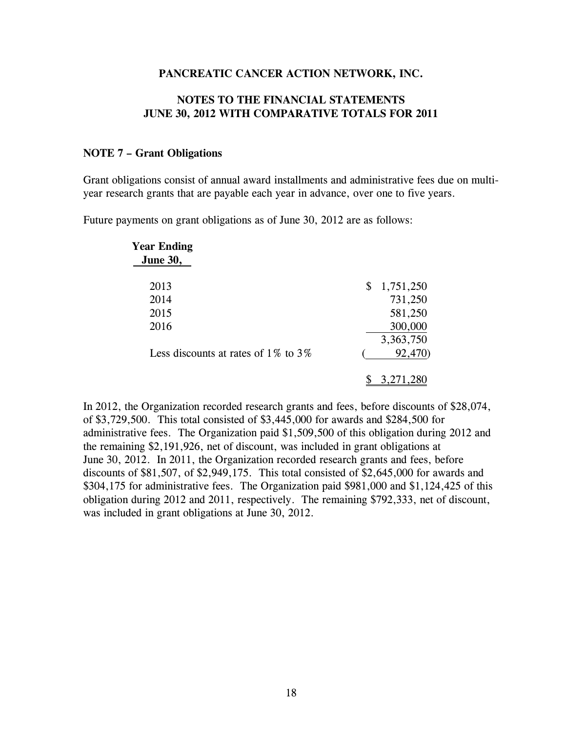**PANCREATIC CANCER ACTION NETWORK, INC.**

**NOTES TO THE FINANCIAL STATEMENTS**
**JUNE 30, 2012 WITH COMPARATIVE TOTALS FOR 2011**

### NOTE 7 – Grant Obligations

Grant obligations consist of annual award installments and administrative fees due on multi-year research grants that are payable each year in advance, over one to five years.

Future payments on grant obligations as of June 30, 2012 are as follows:

| Year Ending June 30, | |
|---|---|
| 2013 | $ 1,751,250 |
| 2014 | 731,250 |
| 2015 | 581,250 |
| 2016 | 300,000 |
| | 3,363,750 |
| Less discounts at rates of 1% to 3% | ( 92,470) |
| | $ 3,271,280 |

In 2012, the Organization recorded research grants and fees, before discounts of $28,074, of $3,729,500. This total consisted of $3,445,000 for awards and $284,500 for administrative fees. The Organization paid $1,509,500 of this obligation during 2012 and the remaining $2,191,926, net of discount, was included in grant obligations at June 30, 2012. In 2011, the Organization recorded research grants and fees, before discounts of $81,507, of $2,949,175. This total consisted of $2,645,000 for awards and $304,175 for administrative fees. The Organization paid $981,000 and $1,124,425 of this obligation during 2012 and 2011, respectively. The remaining $792,333, net of discount, was included in grant obligations at June 30, 2012.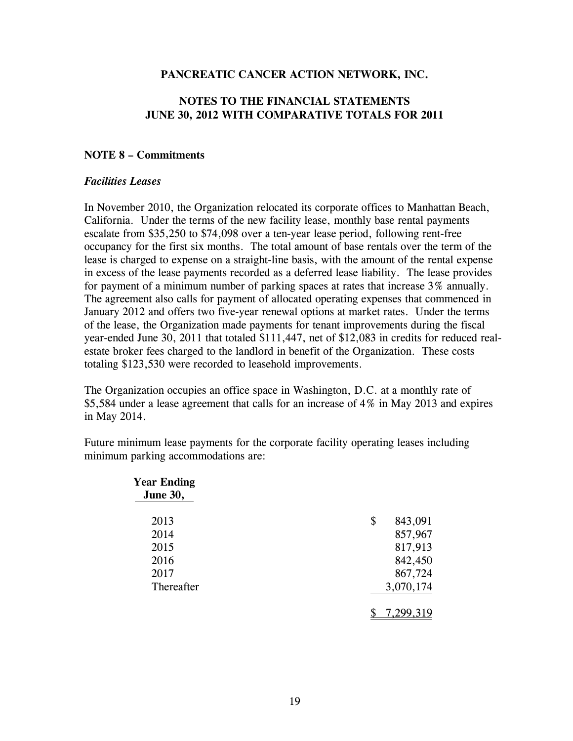# PANCREATIC CANCER ACTION NETWORK, INC.

## NOTES TO THE FINANCIAL STATEMENTS
## JUNE 30, 2012 WITH COMPARATIVE TOTALS FOR 2011

### NOTE 8 – Commitments

***Facilities Leases***

In November 2010, the Organization relocated its corporate offices to Manhattan Beach, California. Under the terms of the new facility lease, monthly base rental payments escalate from $35,250 to $74,098 over a ten-year lease period, following rent-free occupancy for the first six months. The total amount of base rentals over the term of the lease is charged to expense on a straight-line basis, with the amount of the rental expense in excess of the lease payments recorded as a deferred lease liability. The lease provides for payment of a minimum number of parking spaces at rates that increase 3% annually. The agreement also calls for payment of allocated operating expenses that commenced in January 2012 and offers two five-year renewal options at market rates. Under the terms of the lease, the Organization made payments for tenant improvements during the fiscal year-ended June 30, 2011 that totaled $111,447, net of $12,083 in credits for reduced real-estate broker fees charged to the landlord in benefit of the Organization. These costs totaling $123,530 were recorded to leasehold improvements.

The Organization occupies an office space in Washington, D.C. at a monthly rate of $5,584 under a lease agreement that calls for an increase of 4% in May 2013 and expires in May 2014.

Future minimum lease payments for the corporate facility operating leases including minimum parking accommodations are:

| Year Ending June 30, | |
|---|---|
| 2013 | $ 843,091 |
| 2014 | 857,967 |
| 2015 | 817,913 |
| 2016 | 842,450 |
| 2017 | 867,724 |
| Thereafter | 3,070,174 |
| | $ 7,299,319 |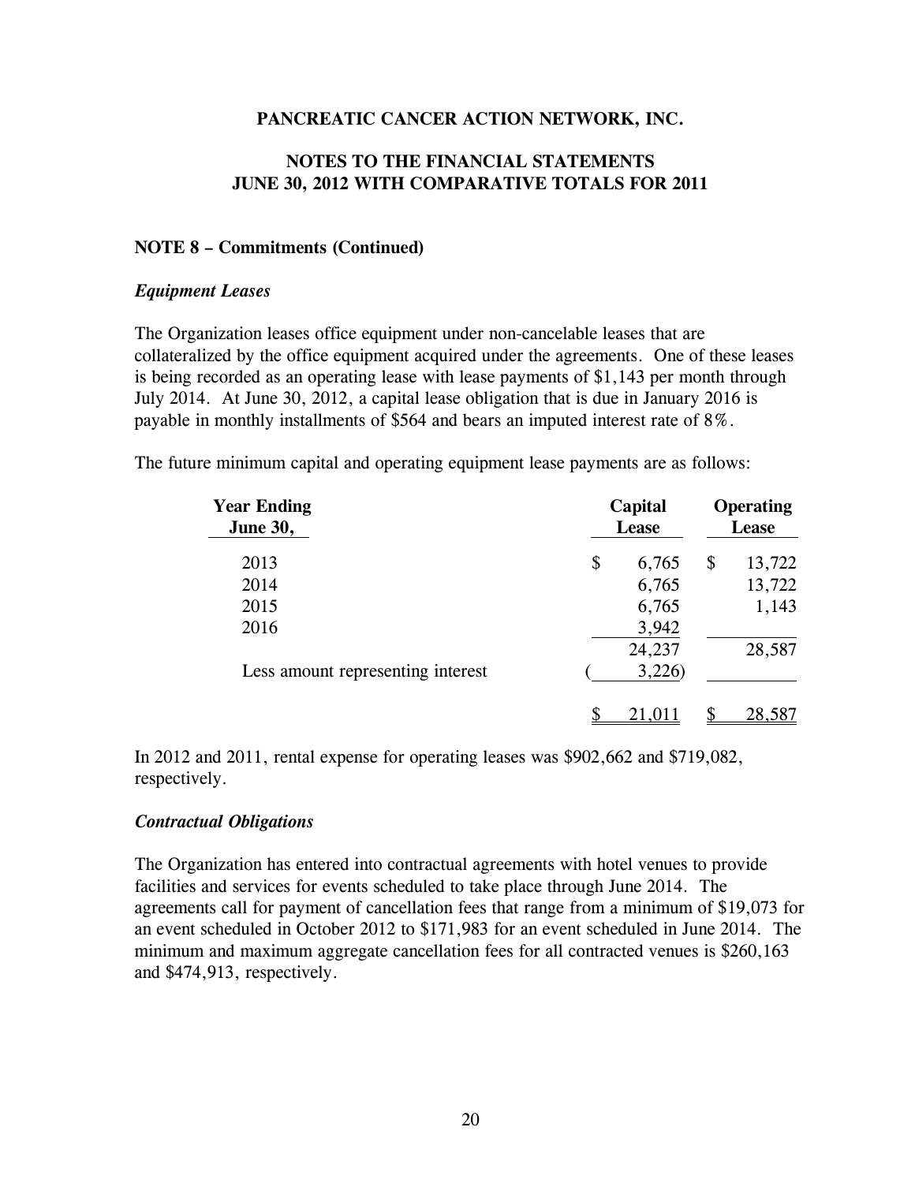**PANCREATIC CANCER ACTION NETWORK, INC.**

**NOTES TO THE FINANCIAL STATEMENTS**
**JUNE 30, 2012 WITH COMPARATIVE TOTALS FOR 2011**

**NOTE 8 – Commitments (Continued)**

***Equipment Leases***

The Organization leases office equipment under non-cancelable leases that are collateralized by the office equipment acquired under the agreements. One of these leases is being recorded as an operating lease with lease payments of $1,143 per month through July 2014. At June 30, 2012, a capital lease obligation that is due in January 2016 is payable in monthly installments of $564 and bears an imputed interest rate of 8%.

The future minimum capital and operating equipment lease payments are as follows:

| Year Ending June 30, | Capital Lease | Operating Lease |
|---|---|---|
| 2013 | $ 6,765 | $ 13,722 |
| 2014 | 6,765 | 13,722 |
| 2015 | 6,765 | 1,143 |
| 2016 | 3,942 | |
| | 24,237 | 28,587 |
| Less amount representing interest | ( 3,226) | |
| | $ 21,011 | $ 28,587 |

In 2012 and 2011, rental expense for operating leases was $902,662 and $719,082, respectively.

***Contractual Obligations***

The Organization has entered into contractual agreements with hotel venues to provide facilities and services for events scheduled to take place through June 2014. The agreements call for payment of cancellation fees that range from a minimum of $19,073 for an event scheduled in October 2012 to $171,983 for an event scheduled in June 2014. The minimum and maximum aggregate cancellation fees for all contracted venues is $260,163 and $474,913, respectively.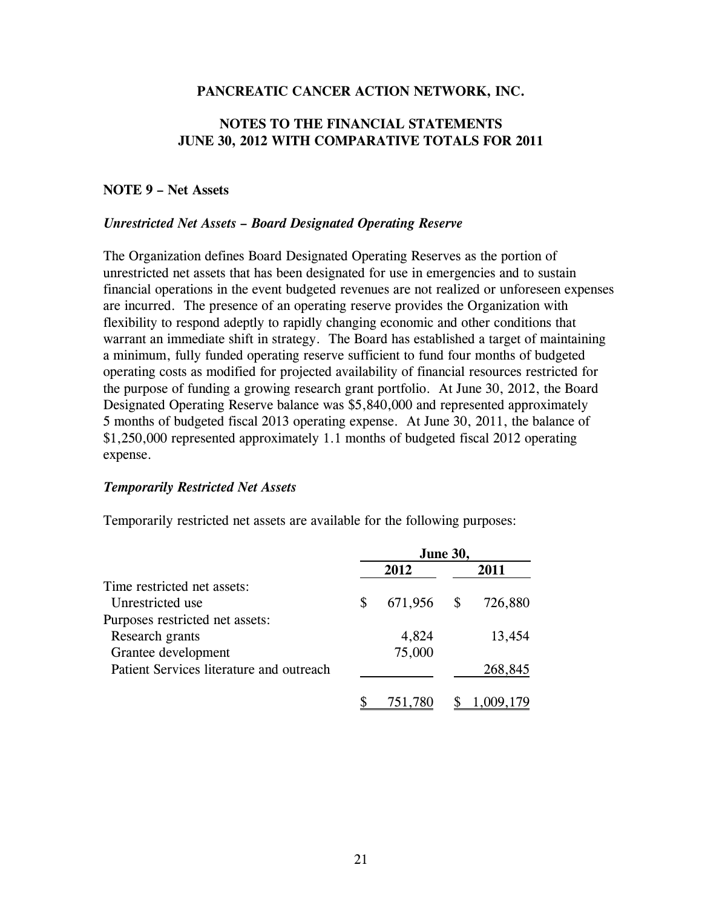**PANCREATIC CANCER ACTION NETWORK, INC.**

**NOTES TO THE FINANCIAL STATEMENTS**
**JUNE 30, 2012 WITH COMPARATIVE TOTALS FOR 2011**

**NOTE 9 – Net Assets**

***Unrestricted Net Assets – Board Designated Operating Reserve***

The Organization defines Board Designated Operating Reserves as the portion of unrestricted net assets that has been designated for use in emergencies and to sustain financial operations in the event budgeted revenues are not realized or unforeseen expenses are incurred. The presence of an operating reserve provides the Organization with flexibility to respond adeptly to rapidly changing economic and other conditions that warrant an immediate shift in strategy. The Board has established a target of maintaining a minimum, fully funded operating reserve sufficient to fund four months of budgeted operating costs as modified for projected availability of financial resources restricted for the purpose of funding a growing research grant portfolio. At June 30, 2012, the Board Designated Operating Reserve balance was $5,840,000 and represented approximately 5 months of budgeted fiscal 2013 operating expense. At June 30, 2011, the balance of $1,250,000 represented approximately 1.1 months of budgeted fiscal 2012 operating expense.

***Temporarily Restricted Net Assets***

Temporarily restricted net assets are available for the following purposes:

| | June 30, | |
|---|---|---|
| | 2012 | 2011 |
| Time restricted net assets: | | |
| Unrestricted use | $ 671,956 | $ 726,880 |
| Purposes restricted net assets: | | |
| Research grants | 4,824 | 13,454 |
| Grantee development | 75,000 | |
| Patient Services literature and outreach | | 268,845 |
| | $ 751,780 | $ 1,009,179 |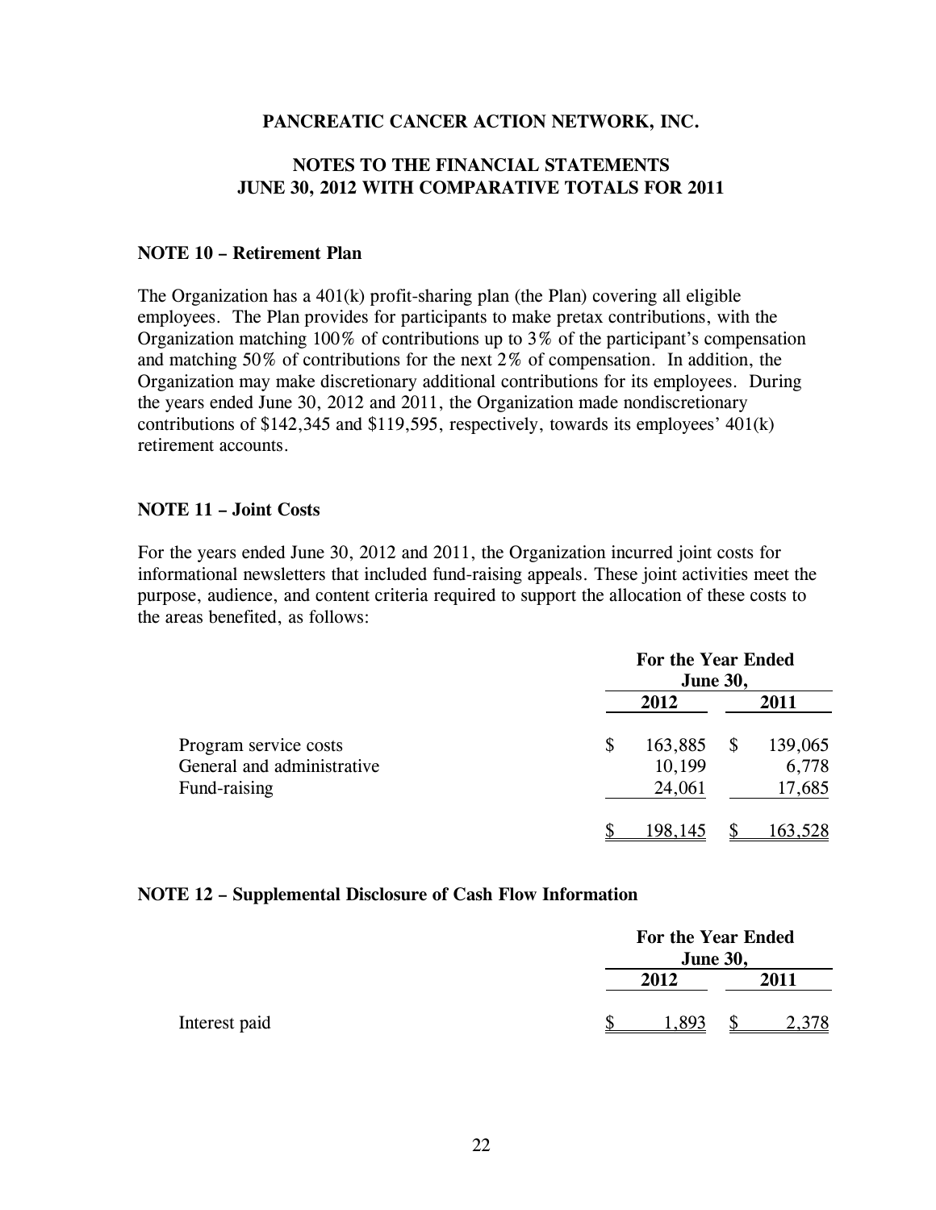# PANCREATIC CANCER ACTION NETWORK, INC.

## NOTES TO THE FINANCIAL STATEMENTS
## JUNE 30, 2012 WITH COMPARATIVE TOTALS FOR 2011

### NOTE 10 – Retirement Plan

The Organization has a 401(k) profit-sharing plan (the Plan) covering all eligible employees. The Plan provides for participants to make pretax contributions, with the Organization matching 100% of contributions up to 3% of the participant's compensation and matching 50% of contributions for the next 2% of compensation. In addition, the Organization may make discretionary additional contributions for its employees. During the years ended June 30, 2012 and 2011, the Organization made nondiscretionary contributions of $142,345 and $119,595, respectively, towards its employees' 401(k) retirement accounts.

### NOTE 11 – Joint Costs

For the years ended June 30, 2012 and 2011, the Organization incurred joint costs for informational newsletters that included fund-raising appeals. These joint activities meet the purpose, audience, and content criteria required to support the allocation of these costs to the areas benefited, as follows:

| | For the Year Ended June 30, | |
|---|---|---|
| | **2012** | **2011** |
| Program service costs | $ 163,885 | $ 139,065 |
| General and administrative | 10,199 | 6,778 |
| Fund-raising | 24,061 | 17,685 |
| | $ 198,145 | $ 163,528 |

### NOTE 12 – Supplemental Disclosure of Cash Flow Information

| | For the Year Ended June 30, | |
|---|---|---|
| | **2012** | **2011** |
| Interest paid | $ 1,893 | $ 2,378 |